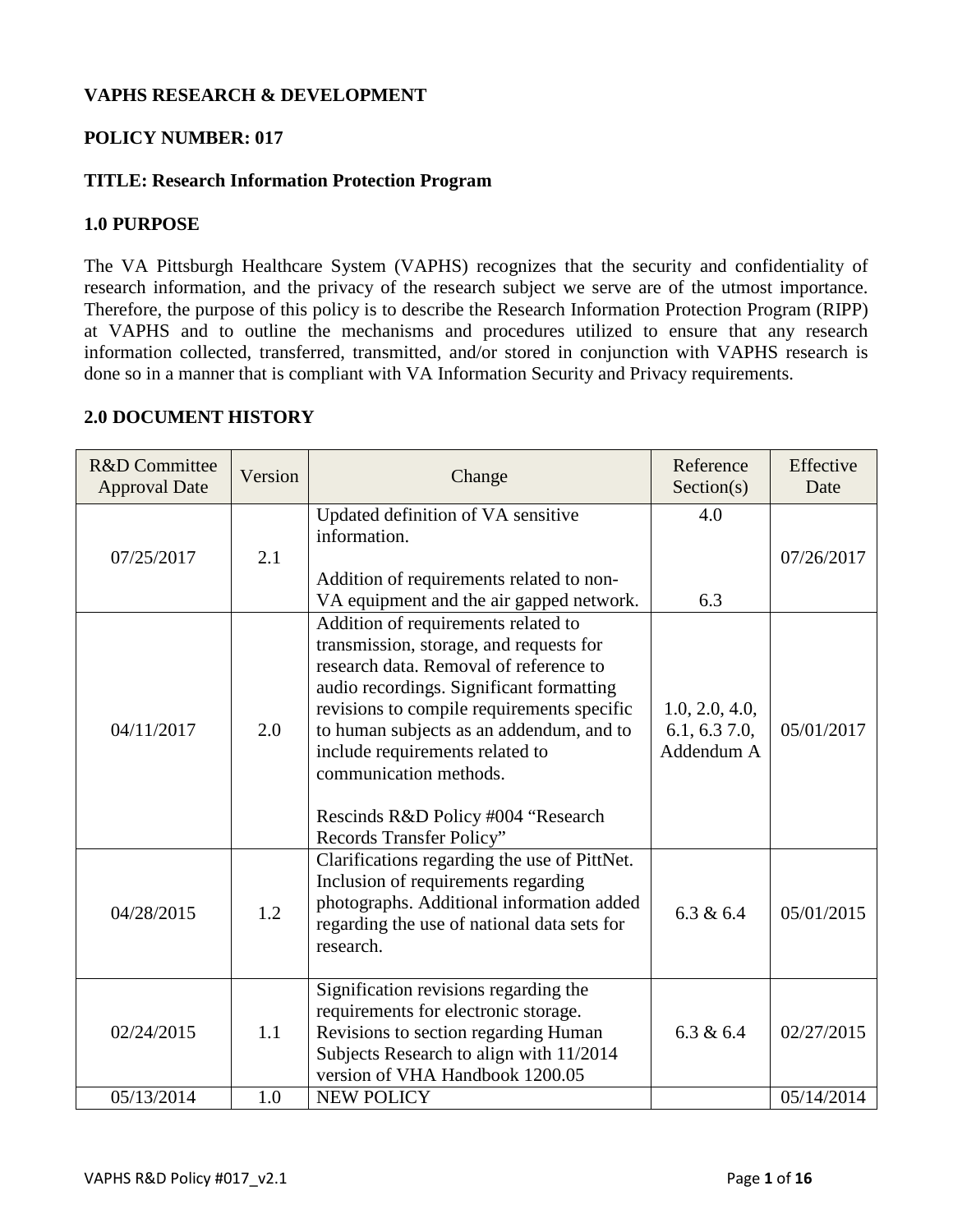**VAPHS RESEARCH & DEVELOPMENT**

**POLICY NUMBER: 017**

**TITLE: Research Information Protection Program**

## 1.0 PURPOSE

The VA Pittsburgh Healthcare System (VAPHS) recognizes that the security and confidentiality of research information, and the privacy of the research subject we serve are of the utmost importance. Therefore, the purpose of this policy is to describe the Research Information Protection Program (RIPP) at VAPHS and to outline the mechanisms and procedures utilized to ensure that any research information collected, transferred, transmitted, and/or stored in conjunction with VAPHS research is done so in a manner that is compliant with VA Information Security and Privacy requirements.

## 2.0 DOCUMENT HISTORY

| R&D Committee Approval Date | Version | Change | Reference Section(s) | Effective Date |
|---|---|---|---|---|
| 07/25/2017 | 2.1 | Updated definition of VA sensitive information.<br><br>Addition of requirements related to non-VA equipment and the air gapped network. | 4.0<br><br>6.3 | 07/26/2017 |
| 04/11/2017 | 2.0 | Addition of requirements related to transmission, storage, and requests for research data. Removal of reference to audio recordings. Significant formatting revisions to compile requirements specific to human subjects as an addendum, and to include requirements related to communication methods.<br><br>Rescinds R&D Policy #004 "Research Records Transfer Policy" | 1.0, 2.0, 4.0, 6.1, 6.3 7.0, Addendum A | 05/01/2017 |
| 04/28/2015 | 1.2 | Clarifications regarding the use of PittNet. Inclusion of requirements regarding photographs. Additional information added regarding the use of national data sets for research. | 6.3 & 6.4 | 05/01/2015 |
| 02/24/2015 | 1.1 | Signification revisions regarding the requirements for electronic storage. Revisions to section regarding Human Subjects Research to align with 11/2014 version of VHA Handbook 1200.05 | 6.3 & 6.4 | 02/27/2015 |
| 05/13/2014 | 1.0 | NEW POLICY | | 05/14/2014 |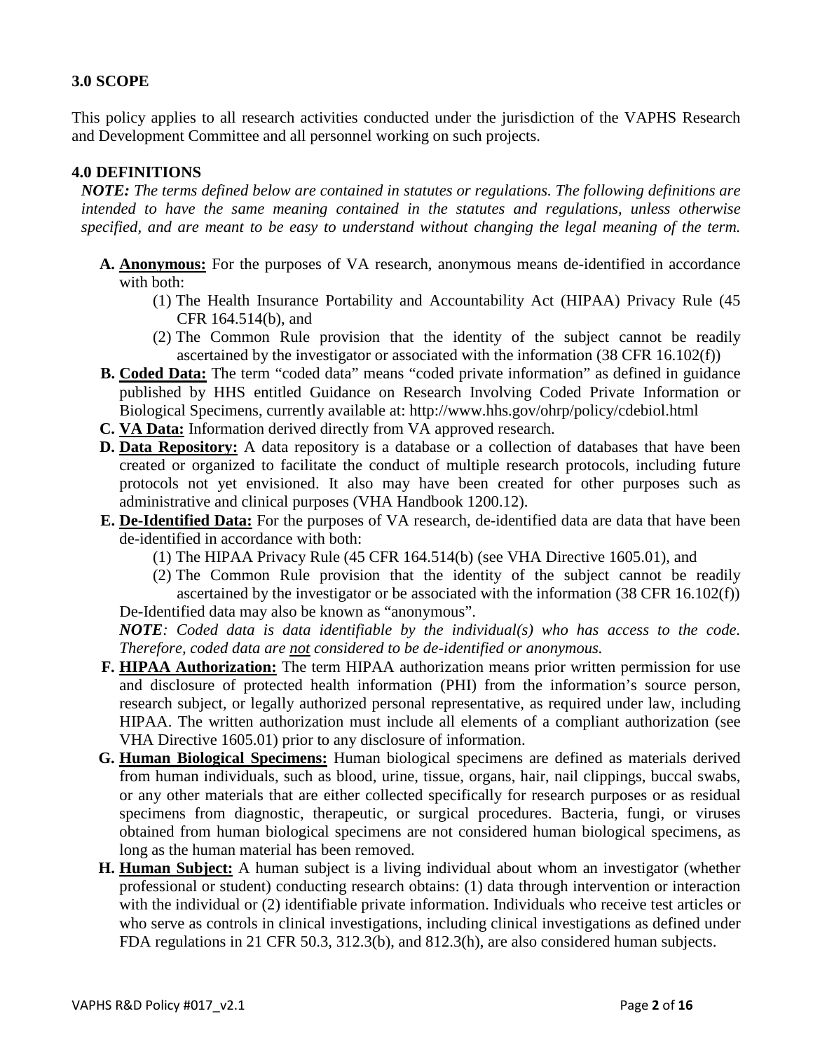## 3.0 SCOPE

This policy applies to all research activities conducted under the jurisdiction of the VAPHS Research and Development Committee and all personnel working on such projects.

## 4.0 DEFINITIONS

***NOTE:*** *The terms defined below are contained in statutes or regulations. The following definitions are intended to have the same meaning contained in the statutes and regulations, unless otherwise specified, and are meant to be easy to understand without changing the legal meaning of the term.*

**A. Anonymous:** For the purposes of VA research, anonymous means de-identified in accordance with both:

(1) The Health Insurance Portability and Accountability Act (HIPAA) Privacy Rule (45 CFR 164.514(b), and

(2) The Common Rule provision that the identity of the subject cannot be readily ascertained by the investigator or associated with the information (38 CFR 16.102(f))

**B. Coded Data:** The term "coded data" means "coded private information" as defined in guidance published by HHS entitled Guidance on Research Involving Coded Private Information or Biological Specimens, currently available at: http://www.hhs.gov/ohrp/policy/cdebiol.html

**C. VA Data:** Information derived directly from VA approved research.

**D. Data Repository:** A data repository is a database or a collection of databases that have been created or organized to facilitate the conduct of multiple research protocols, including future protocols not yet envisioned. It also may have been created for other purposes such as administrative and clinical purposes (VHA Handbook 1200.12).

**E. De-Identified Data:** For the purposes of VA research, de-identified data are data that have been de-identified in accordance with both:

(1) The HIPAA Privacy Rule (45 CFR 164.514(b) (see VHA Directive 1605.01), and

(2) The Common Rule provision that the identity of the subject cannot be readily ascertained by the investigator or be associated with the information (38 CFR 16.102(f))

De-Identified data may also be known as "anonymous".

***NOTE****: Coded data is data identifiable by the individual(s) who has access to the code. Therefore, coded data are* ***not*** *considered to be de-identified or anonymous.*

**F. HIPAA Authorization:** The term HIPAA authorization means prior written permission for use and disclosure of protected health information (PHI) from the information's source person, research subject, or legally authorized personal representative, as required under law, including HIPAA. The written authorization must include all elements of a compliant authorization (see VHA Directive 1605.01) prior to any disclosure of information.

**G. Human Biological Specimens:** Human biological specimens are defined as materials derived from human individuals, such as blood, urine, tissue, organs, hair, nail clippings, buccal swabs, or any other materials that are either collected specifically for research purposes or as residual specimens from diagnostic, therapeutic, or surgical procedures. Bacteria, fungi, or viruses obtained from human biological specimens are not considered human biological specimens, as long as the human material has been removed.

**H. Human Subject:** A human subject is a living individual about whom an investigator (whether professional or student) conducting research obtains: (1) data through intervention or interaction with the individual or (2) identifiable private information. Individuals who receive test articles or who serve as controls in clinical investigations, including clinical investigations as defined under FDA regulations in 21 CFR 50.3, 312.3(b), and 812.3(h), are also considered human subjects.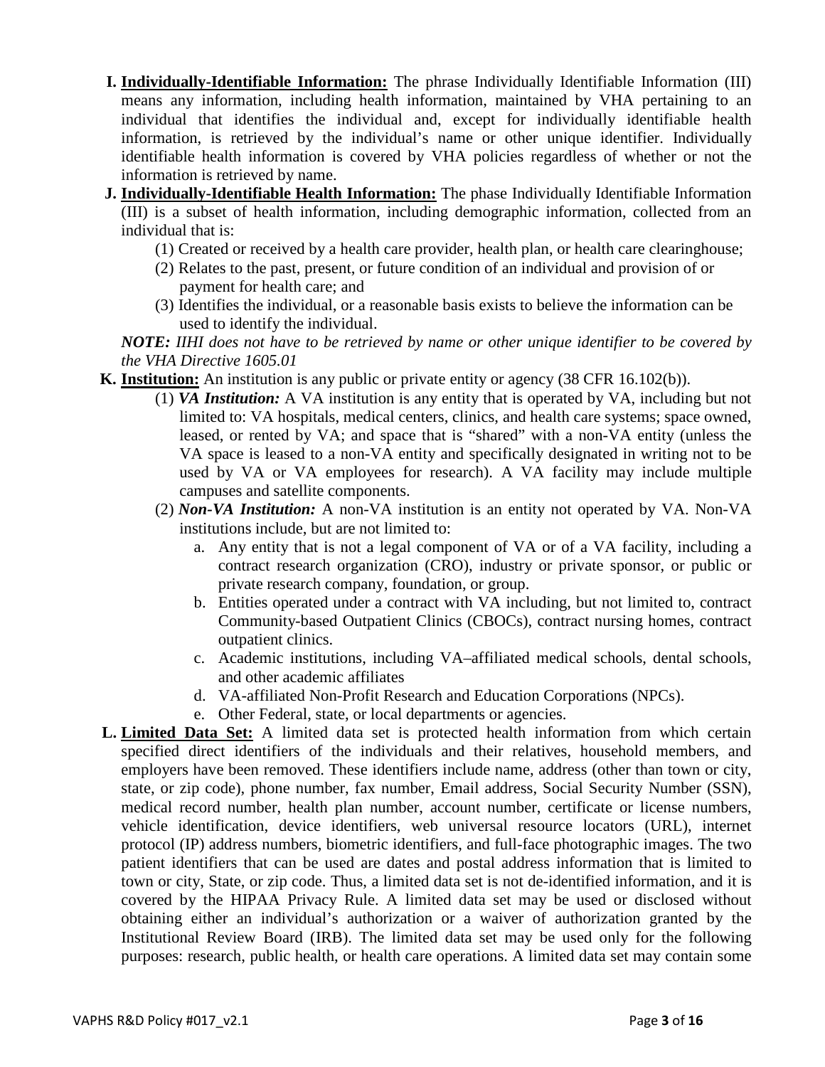**I. Individually-Identifiable Information:** The phrase Individually Identifiable Information (III) means any information, including health information, maintained by VHA pertaining to an individual that identifies the individual and, except for individually identifiable health information, is retrieved by the individual's name or other unique identifier. Individually identifiable health information is covered by VHA policies regardless of whether or not the information is retrieved by name.

**J. Individually-Identifiable Health Information:** The phase Individually Identifiable Information (III) is a subset of health information, including demographic information, collected from an individual that is:

(1) Created or received by a health care provider, health plan, or health care clearinghouse;

(2) Relates to the past, present, or future condition of an individual and provision of or payment for health care; and

(3) Identifies the individual, or a reasonable basis exists to believe the information can be used to identify the individual.

***NOTE:*** *IIHI does not have to be retrieved by name or other unique identifier to be covered by the VHA Directive 1605.01*

**K. Institution:** An institution is any public or private entity or agency (38 CFR 16.102(b)).

(1) ***VA Institution:*** A VA institution is any entity that is operated by VA, including but not limited to: VA hospitals, medical centers, clinics, and health care systems; space owned, leased, or rented by VA; and space that is "shared" with a non-VA entity (unless the VA space is leased to a non-VA entity and specifically designated in writing not to be used by VA or VA employees for research). A VA facility may include multiple campuses and satellite components.

(2) ***Non-VA Institution:*** A non-VA institution is an entity not operated by VA. Non-VA institutions include, but are not limited to:

a. Any entity that is not a legal component of VA or of a VA facility, including a contract research organization (CRO), industry or private sponsor, or public or private research company, foundation, or group.

b. Entities operated under a contract with VA including, but not limited to, contract Community-based Outpatient Clinics (CBOCs), contract nursing homes, contract outpatient clinics.

c. Academic institutions, including VA–affiliated medical schools, dental schools, and other academic affiliates

d. VA-affiliated Non-Profit Research and Education Corporations (NPCs).

e. Other Federal, state, or local departments or agencies.

**L. Limited Data Set:** A limited data set is protected health information from which certain specified direct identifiers of the individuals and their relatives, household members, and employers have been removed. These identifiers include name, address (other than town or city, state, or zip code), phone number, fax number, Email address, Social Security Number (SSN), medical record number, health plan number, account number, certificate or license numbers, vehicle identification, device identifiers, web universal resource locators (URL), internet protocol (IP) address numbers, biometric identifiers, and full-face photographic images. The two patient identifiers that can be used are dates and postal address information that is limited to town or city, State, or zip code. Thus, a limited data set is not de-identified information, and it is covered by the HIPAA Privacy Rule. A limited data set may be used or disclosed without obtaining either an individual's authorization or a waiver of authorization granted by the Institutional Review Board (IRB). The limited data set may be used only for the following purposes: research, public health, or health care operations. A limited data set may contain some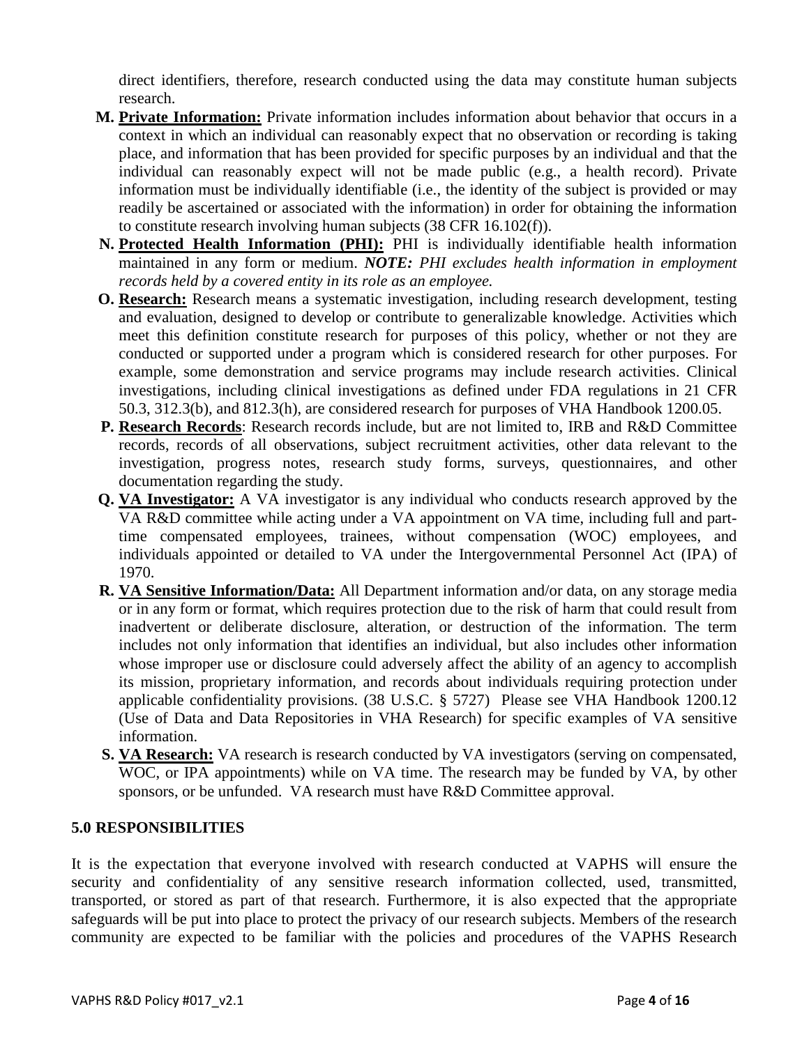direct identifiers, therefore, research conducted using the data may constitute human subjects research.

**M. Private Information:** Private information includes information about behavior that occurs in a context in which an individual can reasonably expect that no observation or recording is taking place, and information that has been provided for specific purposes by an individual and that the individual can reasonably expect will not be made public (e.g., a health record). Private information must be individually identifiable (i.e., the identity of the subject is provided or may readily be ascertained or associated with the information) in order for obtaining the information to constitute research involving human subjects (38 CFR 16.102(f)).

**N. Protected Health Information (PHI):** PHI is individually identifiable health information maintained in any form or medium. ***NOTE:*** *PHI excludes health information in employment records held by a covered entity in its role as an employee.*

**O. Research:** Research means a systematic investigation, including research development, testing and evaluation, designed to develop or contribute to generalizable knowledge. Activities which meet this definition constitute research for purposes of this policy, whether or not they are conducted or supported under a program which is considered research for other purposes. For example, some demonstration and service programs may include research activities. Clinical investigations, including clinical investigations as defined under FDA regulations in 21 CFR 50.3, 312.3(b), and 812.3(h), are considered research for purposes of VHA Handbook 1200.05.

**P. Research Records**: Research records include, but are not limited to, IRB and R&D Committee records, records of all observations, subject recruitment activities, other data relevant to the investigation, progress notes, research study forms, surveys, questionnaires, and other documentation regarding the study.

**Q. VA Investigator:** A VA investigator is any individual who conducts research approved by the VA R&D committee while acting under a VA appointment on VA time, including full and part-time compensated employees, trainees, without compensation (WOC) employees, and individuals appointed or detailed to VA under the Intergovernmental Personnel Act (IPA) of 1970.

**R. VA Sensitive Information/Data:** All Department information and/or data, on any storage media or in any form or format, which requires protection due to the risk of harm that could result from inadvertent or deliberate disclosure, alteration, or destruction of the information. The term includes not only information that identifies an individual, but also includes other information whose improper use or disclosure could adversely affect the ability of an agency to accomplish its mission, proprietary information, and records about individuals requiring protection under applicable confidentiality provisions. (38 U.S.C. § 5727) Please see VHA Handbook 1200.12 (Use of Data and Data Repositories in VHA Research) for specific examples of VA sensitive information.

**S. VA Research:** VA research is research conducted by VA investigators (serving on compensated, WOC, or IPA appointments) while on VA time. The research may be funded by VA, by other sponsors, or be unfunded. VA research must have R&D Committee approval.

## 5.0 RESPONSIBILITIES

It is the expectation that everyone involved with research conducted at VAPHS will ensure the security and confidentiality of any sensitive research information collected, used, transmitted, transported, or stored as part of that research. Furthermore, it is also expected that the appropriate safeguards will be put into place to protect the privacy of our research subjects. Members of the research community are expected to be familiar with the policies and procedures of the VAPHS Research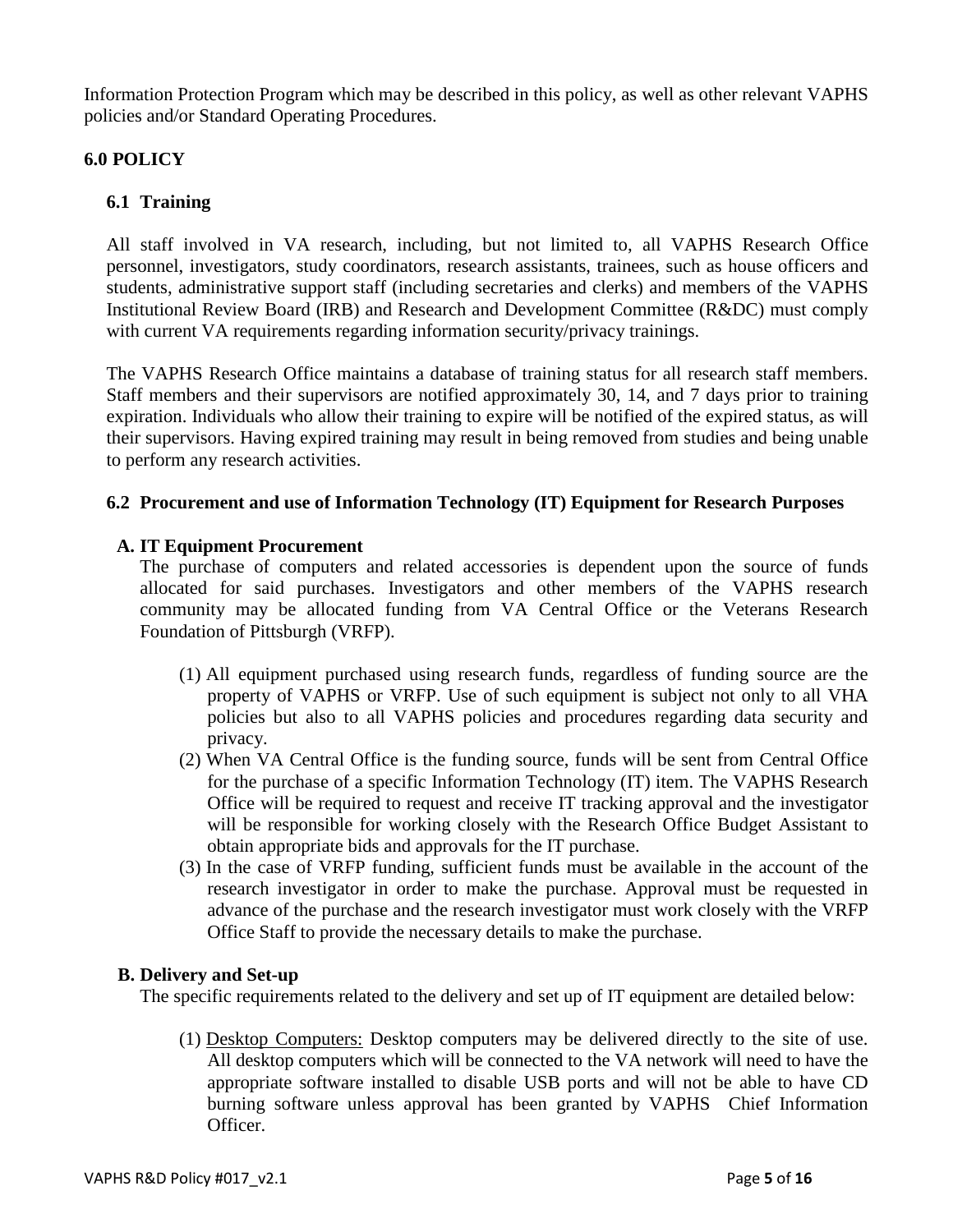Information Protection Program which may be described in this policy, as well as other relevant VAPHS policies and/or Standard Operating Procedures.

## 6.0 POLICY

### 6.1 Training

All staff involved in VA research, including, but not limited to, all VAPHS Research Office personnel, investigators, study coordinators, research assistants, trainees, such as house officers and students, administrative support staff (including secretaries and clerks) and members of the VAPHS Institutional Review Board (IRB) and Research and Development Committee (R&DC) must comply with current VA requirements regarding information security/privacy trainings.

The VAPHS Research Office maintains a database of training status for all research staff members. Staff members and their supervisors are notified approximately 30, 14, and 7 days prior to training expiration. Individuals who allow their training to expire will be notified of the expired status, as will their supervisors. Having expired training may result in being removed from studies and being unable to perform any research activities.

### 6.2 Procurement and use of Information Technology (IT) Equipment for Research Purposes

**A. IT Equipment Procurement**

The purchase of computers and related accessories is dependent upon the source of funds allocated for said purchases. Investigators and other members of the VAPHS research community may be allocated funding from VA Central Office or the Veterans Research Foundation of Pittsburgh (VRFP).

(1) All equipment purchased using research funds, regardless of funding source are the property of VAPHS or VRFP. Use of such equipment is subject not only to all VHA policies but also to all VAPHS policies and procedures regarding data security and privacy.

(2) When VA Central Office is the funding source, funds will be sent from Central Office for the purchase of a specific Information Technology (IT) item. The VAPHS Research Office will be required to request and receive IT tracking approval and the investigator will be responsible for working closely with the Research Office Budget Assistant to obtain appropriate bids and approvals for the IT purchase.

(3) In the case of VRFP funding, sufficient funds must be available in the account of the research investigator in order to make the purchase. Approval must be requested in advance of the purchase and the research investigator must work closely with the VRFP Office Staff to provide the necessary details to make the purchase.

**B. Delivery and Set-up**

The specific requirements related to the delivery and set up of IT equipment are detailed below:

(1) Desktop Computers: Desktop computers may be delivered directly to the site of use. All desktop computers which will be connected to the VA network will need to have the appropriate software installed to disable USB ports and will not be able to have CD burning software unless approval has been granted by VAPHS Chief Information Officer.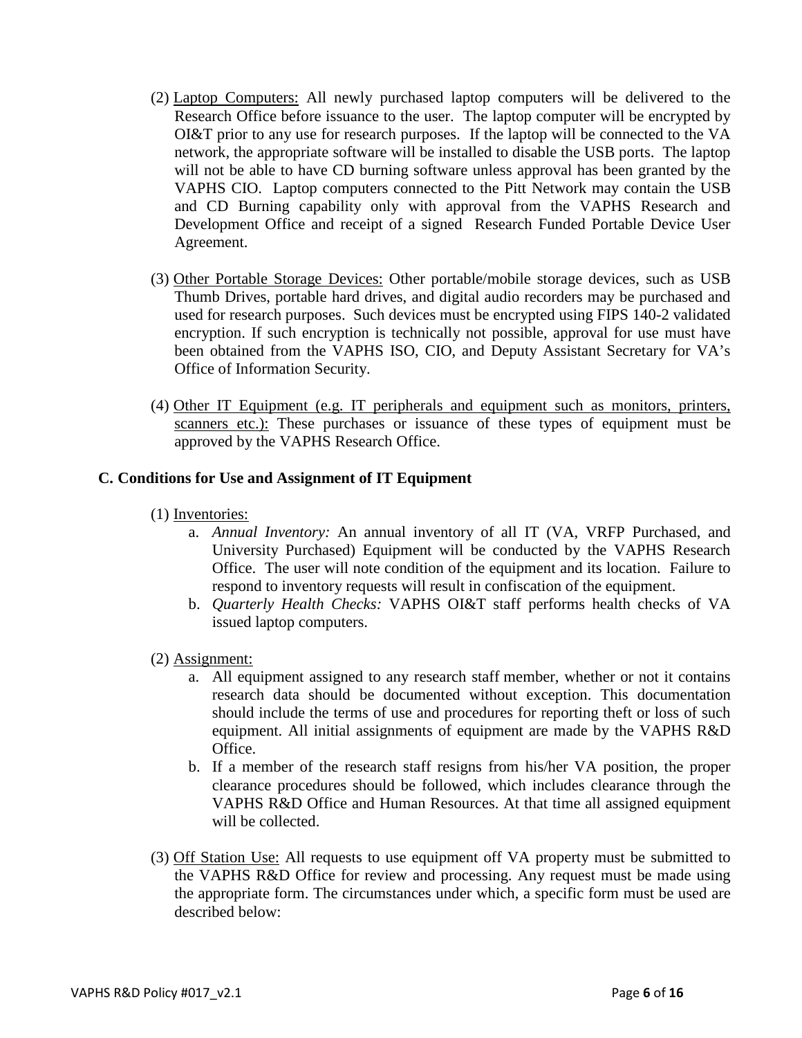(2) <u>Laptop Computers:</u> All newly purchased laptop computers will be delivered to the Research Office before issuance to the user. The laptop computer will be encrypted by OI&T prior to any use for research purposes. If the laptop will be connected to the VA network, the appropriate software will be installed to disable the USB ports. The laptop will not be able to have CD burning software unless approval has been granted by the VAPHS CIO. Laptop computers connected to the Pitt Network may contain the USB and CD Burning capability only with approval from the VAPHS Research and Development Office and receipt of a signed Research Funded Portable Device User Agreement.

(3) <u>Other Portable Storage Devices:</u> Other portable/mobile storage devices, such as USB Thumb Drives, portable hard drives, and digital audio recorders may be purchased and used for research purposes. Such devices must be encrypted using FIPS 140-2 validated encryption. If such encryption is technically not possible, approval for use must have been obtained from the VAPHS ISO, CIO, and Deputy Assistant Secretary for VA's Office of Information Security.

(4) <u>Other IT Equipment (e.g. IT peripherals and equipment such as monitors, printers, scanners etc.):</u> These purchases or issuance of these types of equipment must be approved by the VAPHS Research Office.

### C. Conditions for Use and Assignment of IT Equipment

(1) <u>Inventories:</u>

a. *Annual Inventory:* An annual inventory of all IT (VA, VRFP Purchased, and University Purchased) Equipment will be conducted by the VAPHS Research Office. The user will note condition of the equipment and its location. Failure to respond to inventory requests will result in confiscation of the equipment.

b. *Quarterly Health Checks:* VAPHS OI&T staff performs health checks of VA issued laptop computers.

(2) <u>Assignment:</u>

a. All equipment assigned to any research staff member, whether or not it contains research data should be documented without exception. This documentation should include the terms of use and procedures for reporting theft or loss of such equipment. All initial assignments of equipment are made by the VAPHS R&D Office.

b. If a member of the research staff resigns from his/her VA position, the proper clearance procedures should be followed, which includes clearance through the VAPHS R&D Office and Human Resources. At that time all assigned equipment will be collected.

(3) <u>Off Station Use:</u> All requests to use equipment off VA property must be submitted to the VAPHS R&D Office for review and processing. Any request must be made using the appropriate form. The circumstances under which, a specific form must be used are described below: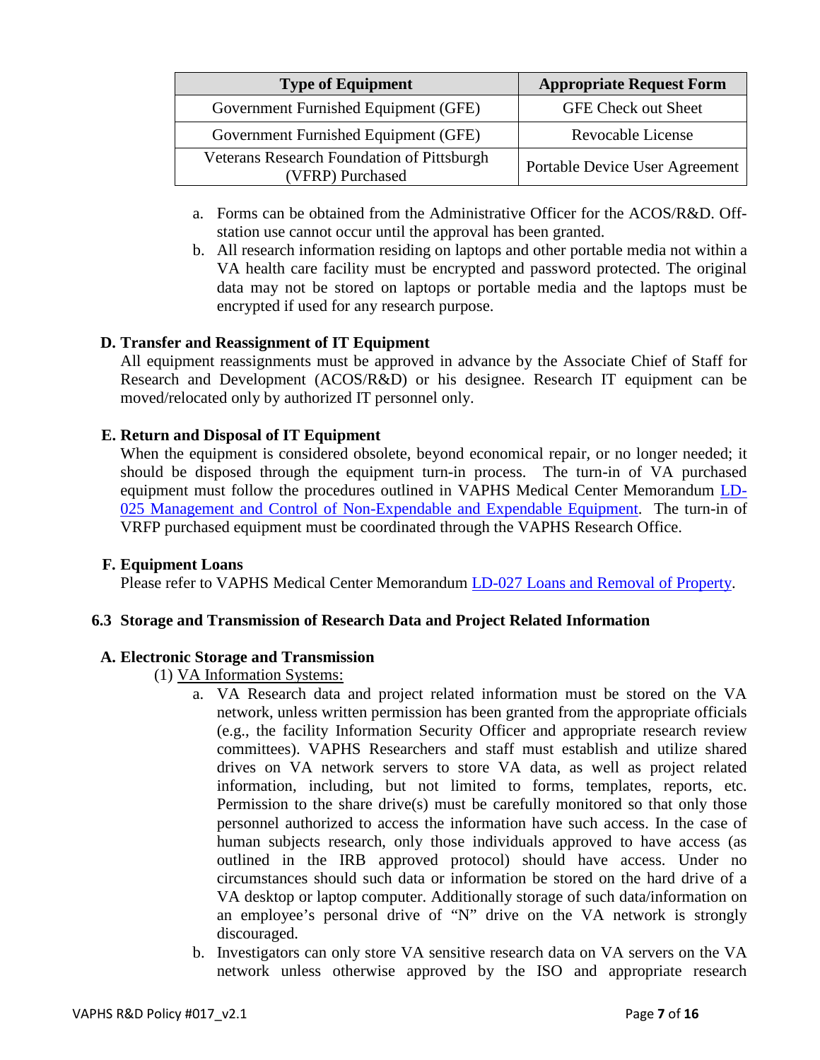| Type of Equipment | Appropriate Request Form |
| --- | --- |
| Government Furnished Equipment (GFE) | GFE Check out Sheet |
| Government Furnished Equipment (GFE) | Revocable License |
| Veterans Research Foundation of Pittsburgh (VFRP) Purchased | Portable Device User Agreement |

a. Forms can be obtained from the Administrative Officer for the ACOS/R&D. Off-station use cannot occur until the approval has been granted.
b. All research information residing on laptops and other portable media not within a VA health care facility must be encrypted and password protected. The original data may not be stored on laptops or portable media and the laptops must be encrypted if used for any research purpose.

### D. Transfer and Reassignment of IT Equipment

All equipment reassignments must be approved in advance by the Associate Chief of Staff for Research and Development (ACOS/R&D) or his designee. Research IT equipment can be moved/relocated only by authorized IT personnel only.

### E. Return and Disposal of IT Equipment

When the equipment is considered obsolete, beyond economical repair, or no longer needed; it should be disposed through the equipment turn-in process. The turn-in of VA purchased equipment must follow the procedures outlined in VAPHS Medical Center Memorandum [LD-025 Management and Control of Non-Expendable and Expendable Equipment](). The turn-in of VRFP purchased equipment must be coordinated through the VAPHS Research Office.

### F. Equipment Loans

Please refer to VAPHS Medical Center Memorandum [LD-027 Loans and Removal of Property]().

## 6.3 Storage and Transmission of Research Data and Project Related Information

### A. Electronic Storage and Transmission

(1) <u>VA Information Systems:</u>

a. VA Research data and project related information must be stored on the VA network, unless written permission has been granted from the appropriate officials (e.g., the facility Information Security Officer and appropriate research review committees). VAPHS Researchers and staff must establish and utilize shared drives on VA network servers to store VA data, as well as project related information, including, but not limited to, forms, templates, reports, etc. Permission to the share drive(s) must be carefully monitored so that only those personnel authorized to access the information have such access. In the case of human subjects research, only those individuals approved to have access (as outlined in the IRB approved protocol) should have access. Under no circumstances should such data or information be stored on the hard drive of a VA desktop or laptop computer. Additionally storage of such data/information on an employee's personal drive of "N" drive on the VA network is strongly discouraged.
b. Investigators can only store VA sensitive research data on VA servers on the VA network unless otherwise approved by the ISO and appropriate research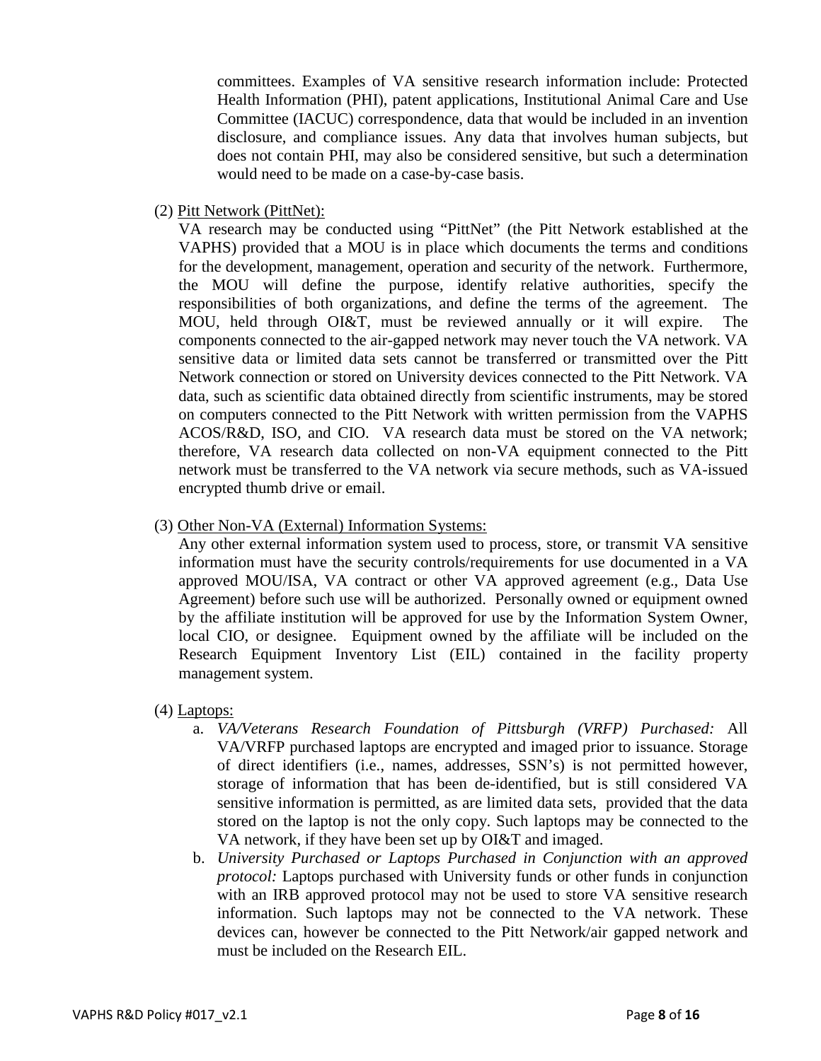committees. Examples of VA sensitive research information include: Protected Health Information (PHI), patent applications, Institutional Animal Care and Use Committee (IACUC) correspondence, data that would be included in an invention disclosure, and compliance issues. Any data that involves human subjects, but does not contain PHI, may also be considered sensitive, but such a determination would need to be made on a case-by-case basis.

(2) Pitt Network (PittNet):

VA research may be conducted using "PittNet" (the Pitt Network established at the VAPHS) provided that a MOU is in place which documents the terms and conditions for the development, management, operation and security of the network. Furthermore, the MOU will define the purpose, identify relative authorities, specify the responsibilities of both organizations, and define the terms of the agreement. The MOU, held through OI&T, must be reviewed annually or it will expire. The components connected to the air-gapped network may never touch the VA network. VA sensitive data or limited data sets cannot be transferred or transmitted over the Pitt Network connection or stored on University devices connected to the Pitt Network. VA data, such as scientific data obtained directly from scientific instruments, may be stored on computers connected to the Pitt Network with written permission from the VAPHS ACOS/R&D, ISO, and CIO. VA research data must be stored on the VA network; therefore, VA research data collected on non-VA equipment connected to the Pitt network must be transferred to the VA network via secure methods, such as VA-issued encrypted thumb drive or email.

(3) Other Non-VA (External) Information Systems:

Any other external information system used to process, store, or transmit VA sensitive information must have the security controls/requirements for use documented in a VA approved MOU/ISA, VA contract or other VA approved agreement (e.g., Data Use Agreement) before such use will be authorized. Personally owned or equipment owned by the affiliate institution will be approved for use by the Information System Owner, local CIO, or designee. Equipment owned by the affiliate will be included on the Research Equipment Inventory List (EIL) contained in the facility property management system.

(4) Laptops:

a. *VA/Veterans Research Foundation of Pittsburgh (VRFP) Purchased:* All VA/VRFP purchased laptops are encrypted and imaged prior to issuance. Storage of direct identifiers (i.e., names, addresses, SSN's) is not permitted however, storage of information that has been de-identified, but is still considered VA sensitive information is permitted, as are limited data sets, provided that the data stored on the laptop is not the only copy. Such laptops may be connected to the VA network, if they have been set up by OI&T and imaged.

b. *University Purchased or Laptops Purchased in Conjunction with an approved protocol:* Laptops purchased with University funds or other funds in conjunction with an IRB approved protocol may not be used to store VA sensitive research information. Such laptops may not be connected to the VA network. These devices can, however be connected to the Pitt Network/air gapped network and must be included on the Research EIL.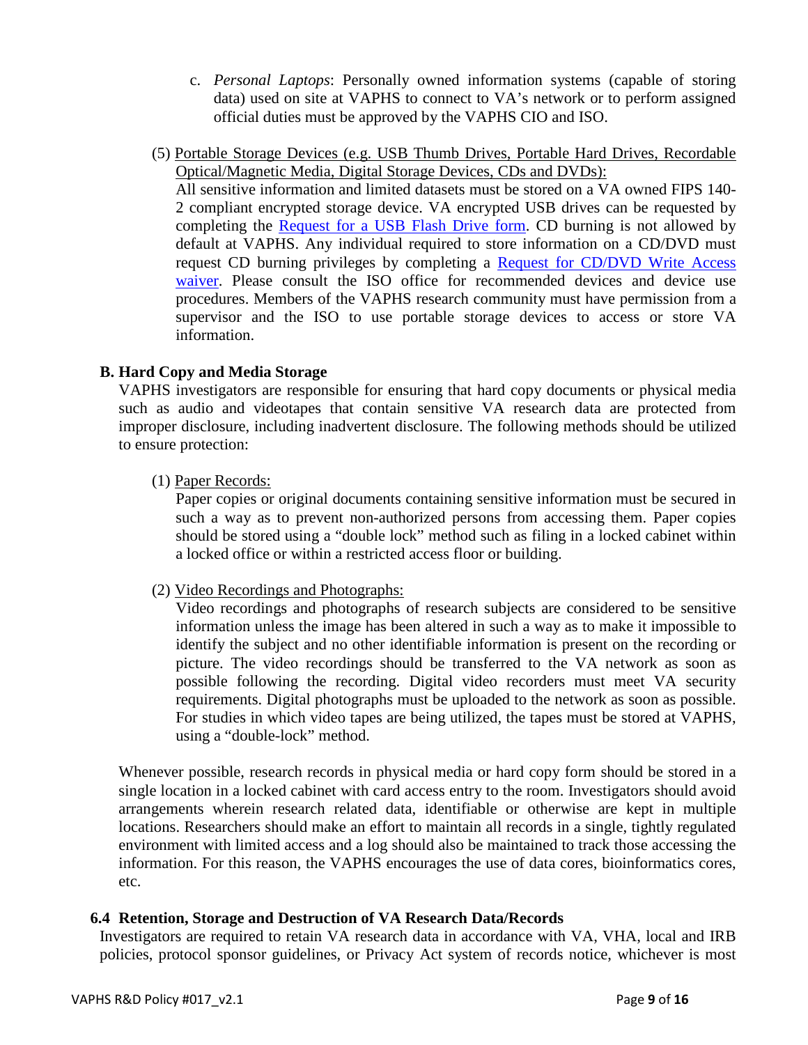c. *Personal Laptops*: Personally owned information systems (capable of storing data) used on site at VAPHS to connect to VA's network or to perform assigned official duties must be approved by the VAPHS CIO and ISO.

(5) Portable Storage Devices (e.g. USB Thumb Drives, Portable Hard Drives, Recordable Optical/Magnetic Media, Digital Storage Devices, CDs and DVDs):
All sensitive information and limited datasets must be stored on a VA owned FIPS 140-2 compliant encrypted storage device. VA encrypted USB drives can be requested by completing the Request for a USB Flash Drive form. CD burning is not allowed by default at VAPHS. Any individual required to store information on a CD/DVD must request CD burning privileges by completing a Request for CD/DVD Write Access waiver. Please consult the ISO office for recommended devices and device use procedures. Members of the VAPHS research community must have permission from a supervisor and the ISO to use portable storage devices to access or store VA information.

### B. Hard Copy and Media Storage

VAPHS investigators are responsible for ensuring that hard copy documents or physical media such as audio and videotapes that contain sensitive VA research data are protected from improper disclosure, including inadvertent disclosure. The following methods should be utilized to ensure protection:

(1) Paper Records:
Paper copies or original documents containing sensitive information must be secured in such a way as to prevent non-authorized persons from accessing them. Paper copies should be stored using a "double lock" method such as filing in a locked cabinet within a locked office or within a restricted access floor or building.

(2) Video Recordings and Photographs:
Video recordings and photographs of research subjects are considered to be sensitive information unless the image has been altered in such a way as to make it impossible to identify the subject and no other identifiable information is present on the recording or picture. The video recordings should be transferred to the VA network as soon as possible following the recording. Digital video recorders must meet VA security requirements. Digital photographs must be uploaded to the network as soon as possible. For studies in which video tapes are being utilized, the tapes must be stored at VAPHS, using a "double-lock" method.

Whenever possible, research records in physical media or hard copy form should be stored in a single location in a locked cabinet with card access entry to the room. Investigators should avoid arrangements wherein research related data, identifiable or otherwise are kept in multiple locations. Researchers should make an effort to maintain all records in a single, tightly regulated environment with limited access and a log should also be maintained to track those accessing the information. For this reason, the VAPHS encourages the use of data cores, bioinformatics cores, etc.

## 6.4 Retention, Storage and Destruction of VA Research Data/Records

Investigators are required to retain VA research data in accordance with VA, VHA, local and IRB policies, protocol sponsor guidelines, or Privacy Act system of records notice, whichever is most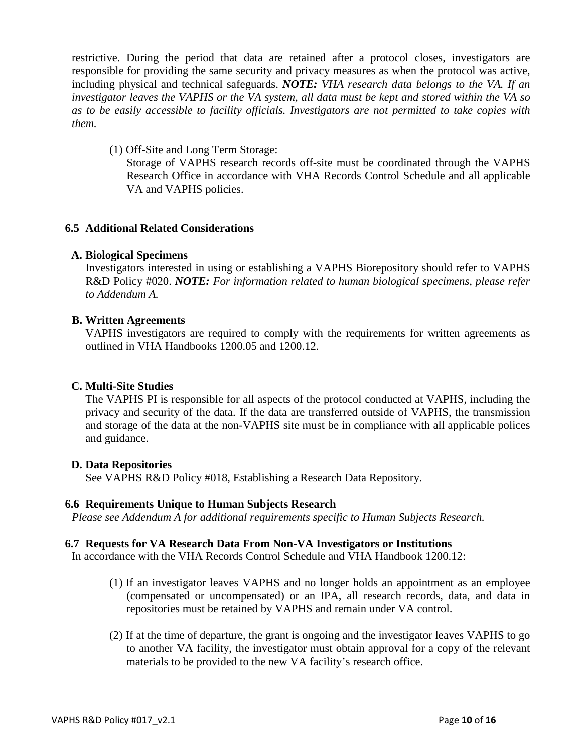restrictive. During the period that data are retained after a protocol closes, investigators are responsible for providing the same security and privacy measures as when the protocol was active, including physical and technical safeguards. ***NOTE:*** *VHA research data belongs to the VA. If an investigator leaves the VAPHS or the VA system, all data must be kept and stored within the VA so as to be easily accessible to facility officials. Investigators are not permitted to take copies with them.*

(1) Off-Site and Long Term Storage:
Storage of VAPHS research records off-site must be coordinated through the VAPHS Research Office in accordance with VHA Records Control Schedule and all applicable VA and VAPHS policies.

### 6.5 Additional Related Considerations

**A. Biological Specimens**
Investigators interested in using or establishing a VAPHS Biorepository should refer to VAPHS R&D Policy #020. ***NOTE:*** *For information related to human biological specimens, please refer to Addendum A.*

**B. Written Agreements**
VAPHS investigators are required to comply with the requirements for written agreements as outlined in VHA Handbooks 1200.05 and 1200.12.

**C. Multi-Site Studies**
The VAPHS PI is responsible for all aspects of the protocol conducted at VAPHS, including the privacy and security of the data. If the data are transferred outside of VAPHS, the transmission and storage of the data at the non-VAPHS site must be in compliance with all applicable polices and guidance.

**D. Data Repositories**
See VAPHS R&D Policy #018, Establishing a Research Data Repository.

### 6.6 Requirements Unique to Human Subjects Research

*Please see Addendum A for additional requirements specific to Human Subjects Research.*

### 6.7 Requests for VA Research Data From Non-VA Investigators or Institutions

In accordance with the VHA Records Control Schedule and VHA Handbook 1200.12:

(1) If an investigator leaves VAPHS and no longer holds an appointment as an employee (compensated or uncompensated) or an IPA, all research records, data, and data in repositories must be retained by VAPHS and remain under VA control.

(2) If at the time of departure, the grant is ongoing and the investigator leaves VAPHS to go to another VA facility, the investigator must obtain approval for a copy of the relevant materials to be provided to the new VA facility's research office.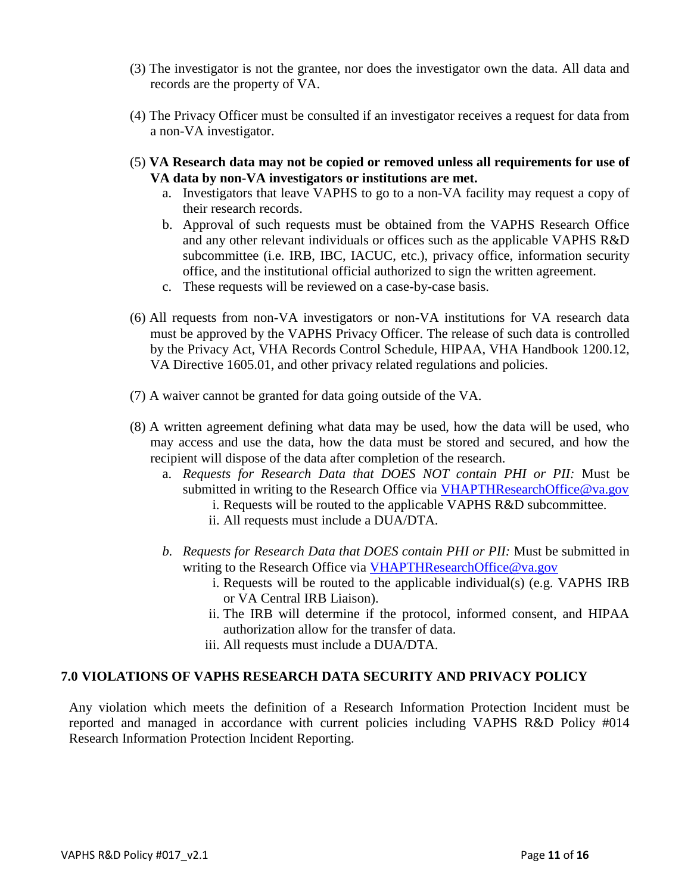(3) The investigator is not the grantee, nor does the investigator own the data. All data and records are the property of VA.

(4) The Privacy Officer must be consulted if an investigator receives a request for data from a non-VA investigator.

(5) **VA Research data may not be copied or removed unless all requirements for use of VA data by non-VA investigators or institutions are met.**

   a. Investigators that leave VAPHS to go to a non-VA facility may request a copy of their research records.

   b. Approval of such requests must be obtained from the VAPHS Research Office and any other relevant individuals or offices such as the applicable VAPHS R&D subcommittee (i.e. IRB, IBC, IACUC, etc.), privacy office, information security office, and the institutional official authorized to sign the written agreement.

   c. These requests will be reviewed on a case-by-case basis.

(6) All requests from non-VA investigators or non-VA institutions for VA research data must be approved by the VAPHS Privacy Officer. The release of such data is controlled by the Privacy Act, VHA Records Control Schedule, HIPAA, VHA Handbook 1200.12, VA Directive 1605.01, and other privacy related regulations and policies.

(7) A waiver cannot be granted for data going outside of the VA.

(8) A written agreement defining what data may be used, how the data will be used, who may access and use the data, how the data must be stored and secured, and how the recipient will dispose of the data after completion of the research.

   a. *Requests for Research Data that DOES NOT contain PHI or PII:* Must be submitted in writing to the Research Office via VHAPTHResearchOffice@va.gov

      i. Requests will be routed to the applicable VAPHS R&D subcommittee.

      ii. All requests must include a DUA/DTA.

   *b. Requests for Research Data that DOES contain PHI or PII:* Must be submitted in writing to the Research Office via VHAPTHResearchOffice@va.gov

      i. Requests will be routed to the applicable individual(s) (e.g. VAPHS IRB or VA Central IRB Liaison).

      ii. The IRB will determine if the protocol, informed consent, and HIPAA authorization allow for the transfer of data.

      iii. All requests must include a DUA/DTA.

## 7.0 VIOLATIONS OF VAPHS RESEARCH DATA SECURITY AND PRIVACY POLICY

Any violation which meets the definition of a Research Information Protection Incident must be reported and managed in accordance with current policies including VAPHS R&D Policy #014 Research Information Protection Incident Reporting.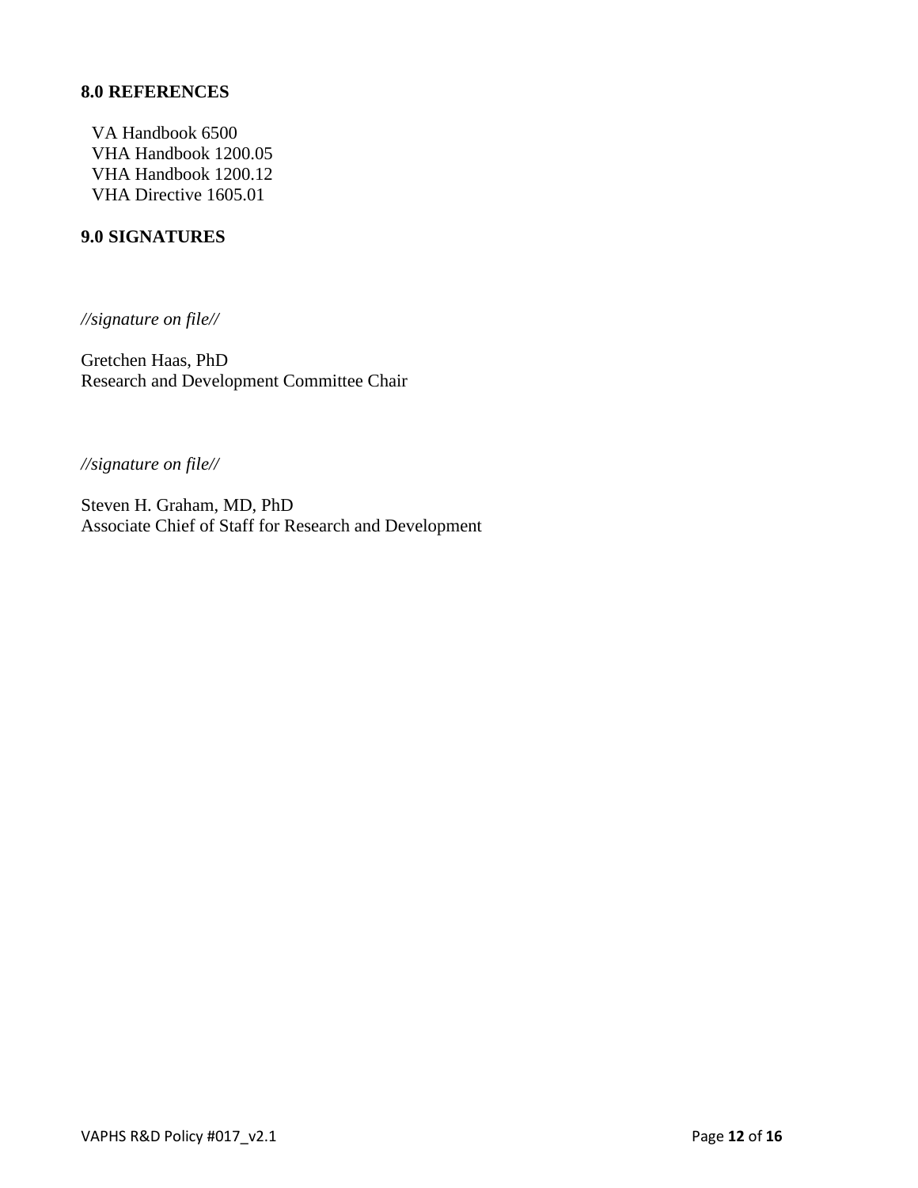## 8.0 REFERENCES

VA Handbook 6500
VHA Handbook 1200.05
VHA Handbook 1200.12
VHA Directive 1605.01

## 9.0 SIGNATURES

*//signature on file//*

Gretchen Haas, PhD
Research and Development Committee Chair

*//signature on file//*

Steven H. Graham, MD, PhD
Associate Chief of Staff for Research and Development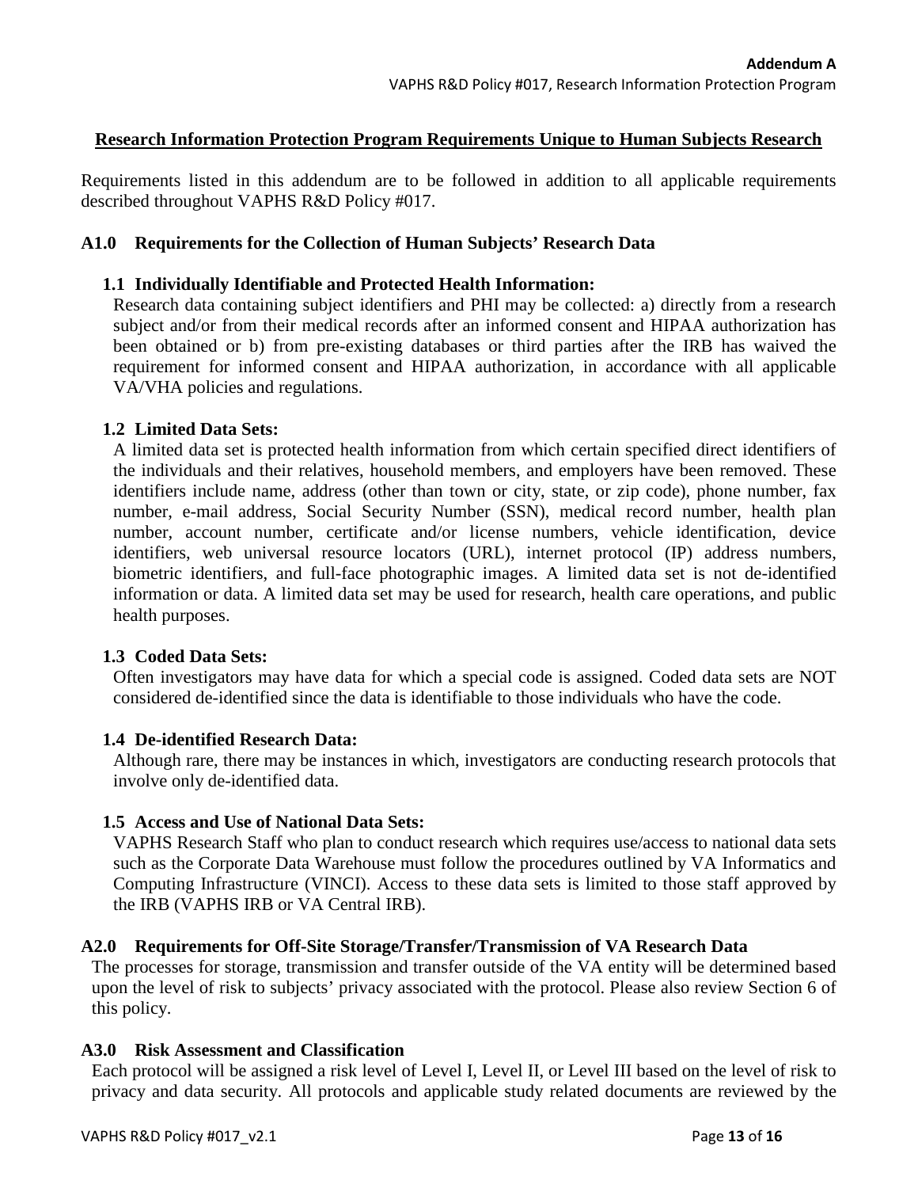**Addendum A**

VAPHS R&D Policy #017, Research Information Protection Program

## Research Information Protection Program Requirements Unique to Human Subjects Research

Requirements listed in this addendum are to be followed in addition to all applicable requirements described throughout VAPHS R&D Policy #017.

### A1.0 Requirements for the Collection of Human Subjects' Research Data

#### 1.1 Individually Identifiable and Protected Health Information:

Research data containing subject identifiers and PHI may be collected: a) directly from a research subject and/or from their medical records after an informed consent and HIPAA authorization has been obtained or b) from pre-existing databases or third parties after the IRB has waived the requirement for informed consent and HIPAA authorization, in accordance with all applicable VA/VHA policies and regulations.

#### 1.2 Limited Data Sets:

A limited data set is protected health information from which certain specified direct identifiers of the individuals and their relatives, household members, and employers have been removed. These identifiers include name, address (other than town or city, state, or zip code), phone number, fax number, e-mail address, Social Security Number (SSN), medical record number, health plan number, account number, certificate and/or license numbers, vehicle identification, device identifiers, web universal resource locators (URL), internet protocol (IP) address numbers, biometric identifiers, and full-face photographic images. A limited data set is not de-identified information or data. A limited data set may be used for research, health care operations, and public health purposes.

#### 1.3 Coded Data Sets:

Often investigators may have data for which a special code is assigned. Coded data sets are NOT considered de-identified since the data is identifiable to those individuals who have the code.

#### 1.4 De-identified Research Data:

Although rare, there may be instances in which, investigators are conducting research protocols that involve only de-identified data.

#### 1.5 Access and Use of National Data Sets:

VAPHS Research Staff who plan to conduct research which requires use/access to national data sets such as the Corporate Data Warehouse must follow the procedures outlined by VA Informatics and Computing Infrastructure (VINCI). Access to these data sets is limited to those staff approved by the IRB (VAPHS IRB or VA Central IRB).

### A2.0 Requirements for Off-Site Storage/Transfer/Transmission of VA Research Data

The processes for storage, transmission and transfer outside of the VA entity will be determined based upon the level of risk to subjects' privacy associated with the protocol. Please also review Section 6 of this policy.

### A3.0 Risk Assessment and Classification

Each protocol will be assigned a risk level of Level I, Level II, or Level III based on the level of risk to privacy and data security. All protocols and applicable study related documents are reviewed by the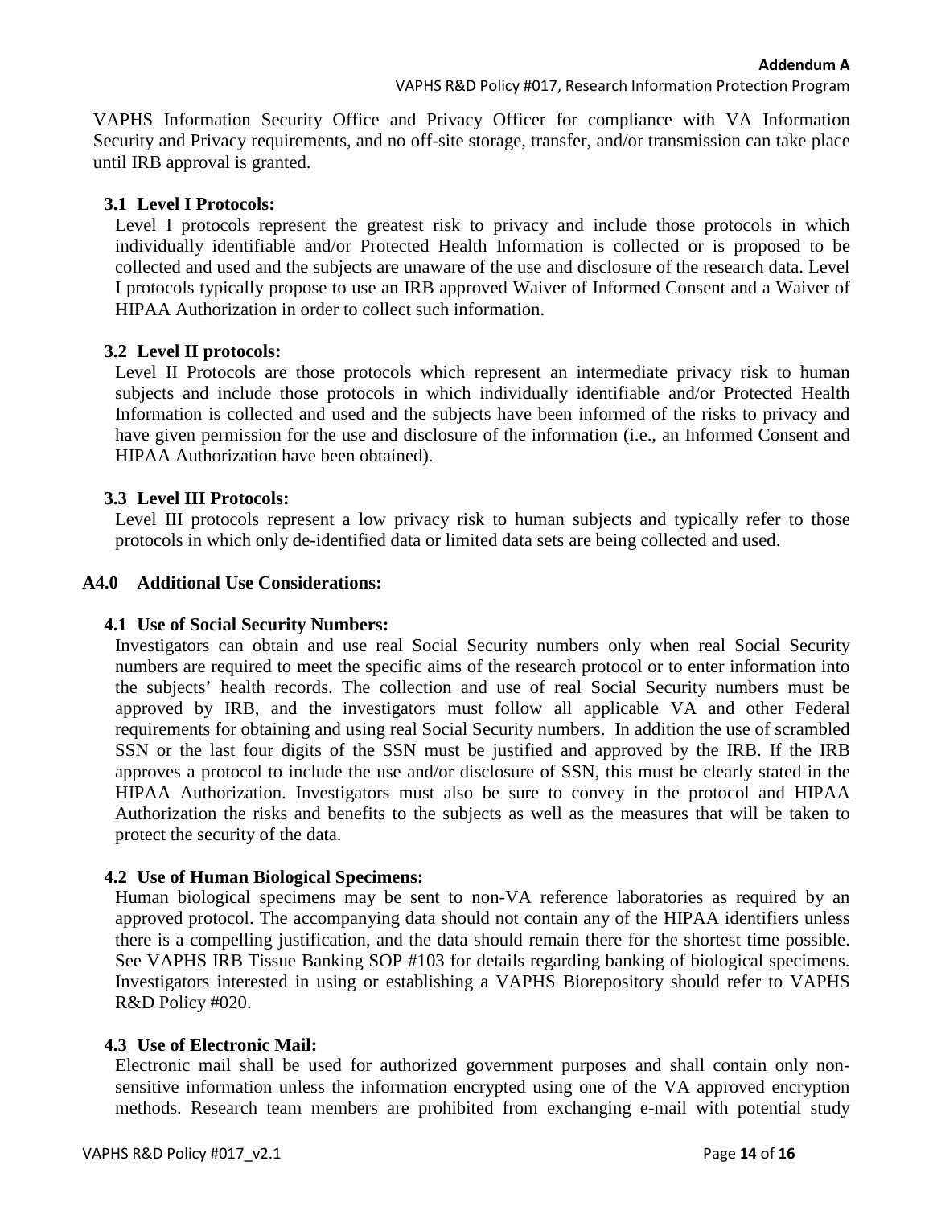VAPHS Information Security Office and Privacy Officer for compliance with VA Information Security and Privacy requirements, and no off-site storage, transfer, and/or transmission can take place until IRB approval is granted.

### 3.1 Level I Protocols:

Level I protocols represent the greatest risk to privacy and include those protocols in which individually identifiable and/or Protected Health Information is collected or is proposed to be collected and used and the subjects are unaware of the use and disclosure of the research data. Level I protocols typically propose to use an IRB approved Waiver of Informed Consent and a Waiver of HIPAA Authorization in order to collect such information.

### 3.2 Level II protocols:

Level II Protocols are those protocols which represent an intermediate privacy risk to human subjects and include those protocols in which individually identifiable and/or Protected Health Information is collected and used and the subjects have been informed of the risks to privacy and have given permission for the use and disclosure of the information (i.e., an Informed Consent and HIPAA Authorization have been obtained).

### 3.3 Level III Protocols:

Level III protocols represent a low privacy risk to human subjects and typically refer to those protocols in which only de-identified data or limited data sets are being collected and used.

## A4.0 Additional Use Considerations:

### 4.1 Use of Social Security Numbers:

Investigators can obtain and use real Social Security numbers only when real Social Security numbers are required to meet the specific aims of the research protocol or to enter information into the subjects' health records. The collection and use of real Social Security numbers must be approved by IRB, and the investigators must follow all applicable VA and other Federal requirements for obtaining and using real Social Security numbers. In addition the use of scrambled SSN or the last four digits of the SSN must be justified and approved by the IRB. If the IRB approves a protocol to include the use and/or disclosure of SSN, this must be clearly stated in the HIPAA Authorization. Investigators must also be sure to convey in the protocol and HIPAA Authorization the risks and benefits to the subjects as well as the measures that will be taken to protect the security of the data.

### 4.2 Use of Human Biological Specimens:

Human biological specimens may be sent to non-VA reference laboratories as required by an approved protocol. The accompanying data should not contain any of the HIPAA identifiers unless there is a compelling justification, and the data should remain there for the shortest time possible. See VAPHS IRB Tissue Banking SOP #103 for details regarding banking of biological specimens. Investigators interested in using or establishing a VAPHS Biorepository should refer to VAPHS R&D Policy #020.

### 4.3 Use of Electronic Mail:

Electronic mail shall be used for authorized government purposes and shall contain only non-sensitive information unless the information encrypted using one of the VA approved encryption methods. Research team members are prohibited from exchanging e-mail with potential study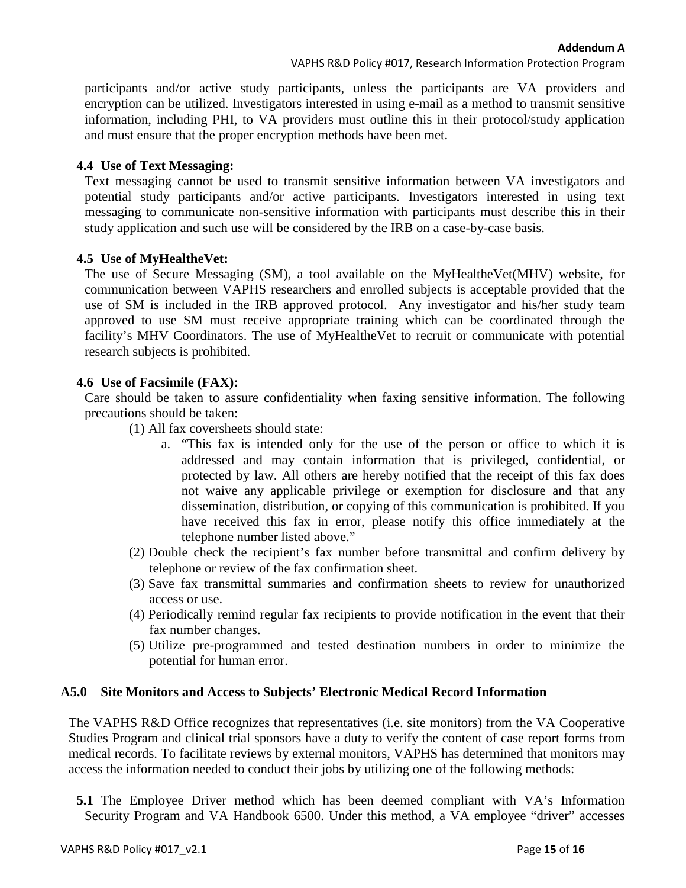participants and/or active study participants, unless the participants are VA providers and encryption can be utilized. Investigators interested in using e-mail as a method to transmit sensitive information, including PHI, to VA providers must outline this in their protocol/study application and must ensure that the proper encryption methods have been met.

### 4.4 Use of Text Messaging:

Text messaging cannot be used to transmit sensitive information between VA investigators and potential study participants and/or active participants. Investigators interested in using text messaging to communicate non-sensitive information with participants must describe this in their study application and such use will be considered by the IRB on a case-by-case basis.

### 4.5 Use of MyHealtheVet:

The use of Secure Messaging (SM), a tool available on the MyHealtheVet(MHV) website, for communication between VAPHS researchers and enrolled subjects is acceptable provided that the use of SM is included in the IRB approved protocol. Any investigator and his/her study team approved to use SM must receive appropriate training which can be coordinated through the facility's MHV Coordinators. The use of MyHealtheVet to recruit or communicate with potential research subjects is prohibited.

### 4.6 Use of Facsimile (FAX):

Care should be taken to assure confidentiality when faxing sensitive information. The following precautions should be taken:

(1) All fax coversheets should state:

   a. "This fax is intended only for the use of the person or office to which it is addressed and may contain information that is privileged, confidential, or protected by law. All others are hereby notified that the receipt of this fax does not waive any applicable privilege or exemption for disclosure and that any dissemination, distribution, or copying of this communication is prohibited. If you have received this fax in error, please notify this office immediately at the telephone number listed above."

(2) Double check the recipient's fax number before transmittal and confirm delivery by telephone or review of the fax confirmation sheet.

(3) Save fax transmittal summaries and confirmation sheets to review for unauthorized access or use.

(4) Periodically remind regular fax recipients to provide notification in the event that their fax number changes.

(5) Utilize pre-programmed and tested destination numbers in order to minimize the potential for human error.

## A5.0 Site Monitors and Access to Subjects' Electronic Medical Record Information

The VAPHS R&D Office recognizes that representatives (i.e. site monitors) from the VA Cooperative Studies Program and clinical trial sponsors have a duty to verify the content of case report forms from medical records. To facilitate reviews by external monitors, VAPHS has determined that monitors may access the information needed to conduct their jobs by utilizing one of the following methods:

**5.1** The Employee Driver method which has been deemed compliant with VA's Information Security Program and VA Handbook 6500. Under this method, a VA employee "driver" accesses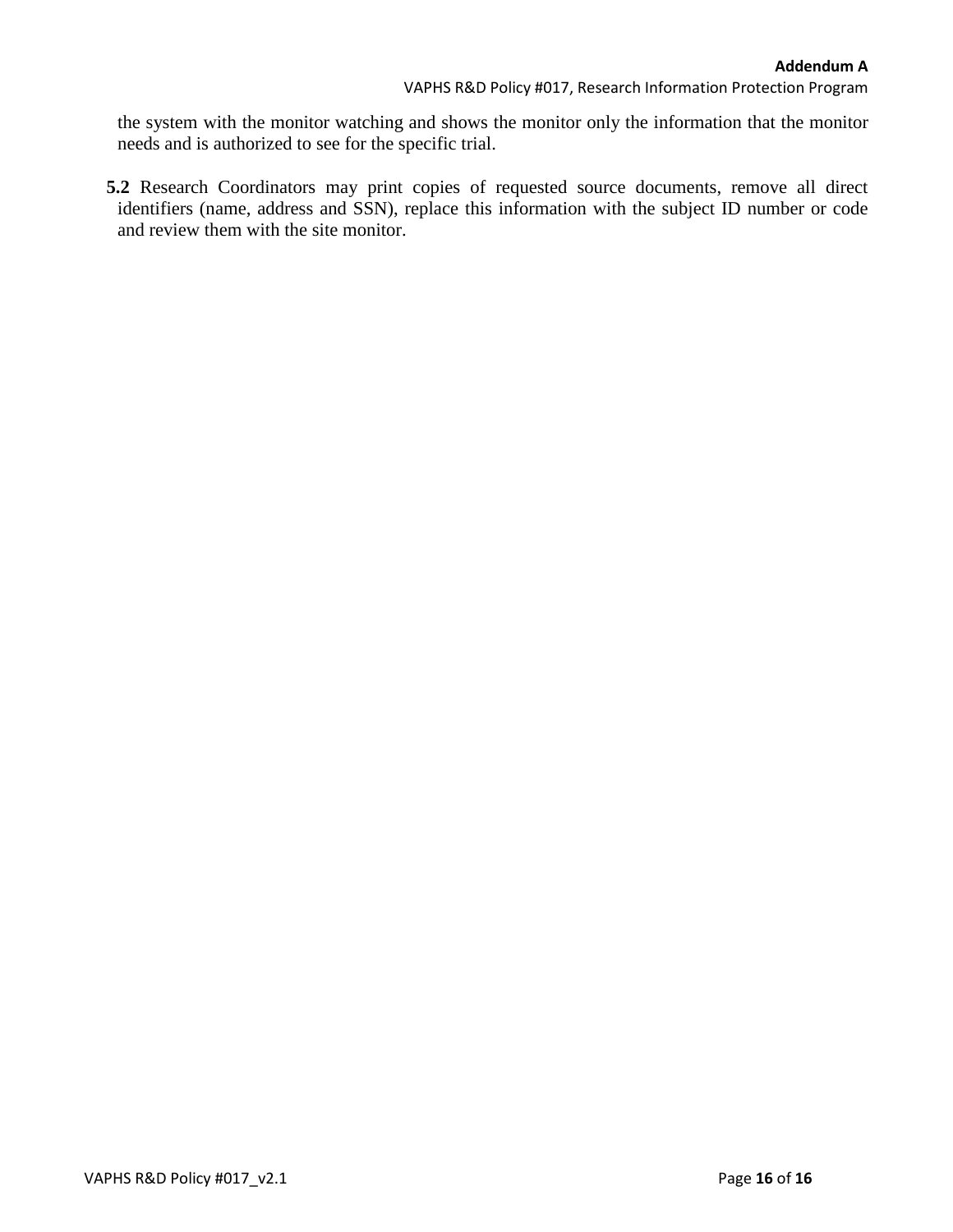the system with the monitor watching and shows the monitor only the information that the monitor needs and is authorized to see for the specific trial.

**5.2** Research Coordinators may print copies of requested source documents, remove all direct identifiers (name, address and SSN), replace this information with the subject ID number or code and review them with the site monitor.